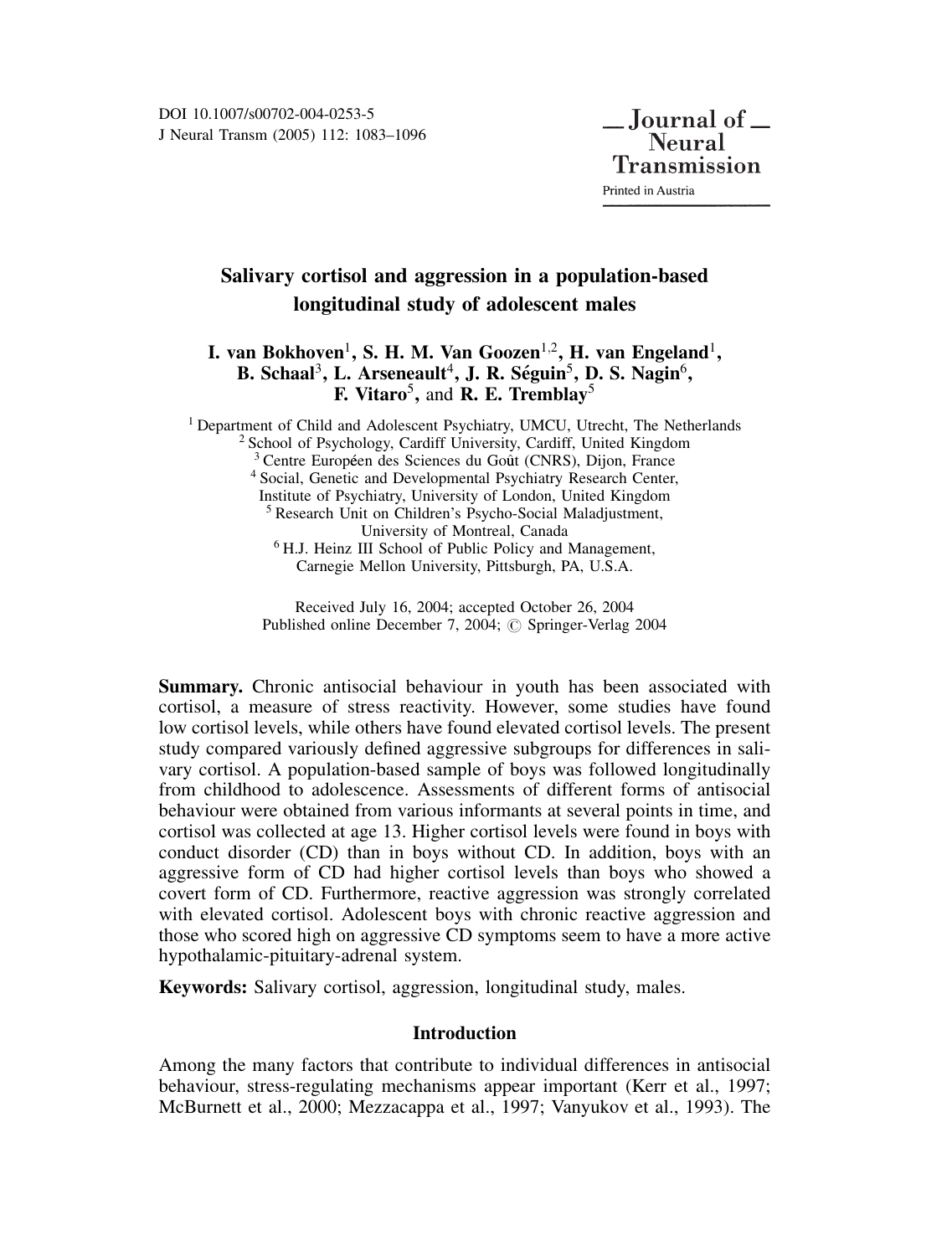# Salivary cortisol and aggression in a population-based longitudinal study of adolescent males

**I. van Bokhoven**[1], **S. H. M. Van Goozen**[1,2], **H. van Engeland**[1], **B. Schaal**[3], **L. Arseneault**[4], **J. R. Séguin**[5], **D. S. Nagin**[6], **F. Vitaro**[5], and **R. E. Tremblay**[5]

[1] Department of Child and Adolescent Psychiatry, UMCU, Utrecht, The Netherlands
[2] School of Psychology, Cardiff University, Cardiff, United Kingdom
[3] Centre Européen des Sciences du Goût (CNRS), Dijon, France
[4] Social, Genetic and Developmental Psychiatry Research Center, Institute of Psychiatry, University of London, United Kingdom
[5] Research Unit on Children's Psycho-Social Maladjustment, University of Montreal, Canada
[6] H.J. Heinz III School of Public Policy and Management, Carnegie Mellon University, Pittsburgh, PA, U.S.A.

Received July 16, 2004; accepted October 26, 2004
Published online December 7, 2004; © Springer-Verlag 2004

**Summary.** Chronic antisocial behaviour in youth has been associated with cortisol, a measure of stress reactivity. However, some studies have found low cortisol levels, while others have found elevated cortisol levels. The present study compared variously defined aggressive subgroups for differences in salivary cortisol. A population-based sample of boys was followed longitudinally from childhood to adolescence. Assessments of different forms of antisocial behaviour were obtained from various informants at several points in time, and cortisol was collected at age 13. Higher cortisol levels were found in boys with conduct disorder (CD) than in boys without CD. In addition, boys with an aggressive form of CD had higher cortisol levels than boys who showed a covert form of CD. Furthermore, reactive aggression was strongly correlated with elevated cortisol. Adolescent boys with chronic reactive aggression and those who scored high on aggressive CD symptoms seem to have a more active hypothalamic-pituitary-adrenal system.

**Keywords:** Salivary cortisol, aggression, longitudinal study, males.

## Introduction

Among the many factors that contribute to individual differences in antisocial behaviour, stress-regulating mechanisms appear important (Kerr et al., 1997; McBurnett et al., 2000; Mezzacappa et al., 1997; Vanyukov et al., 1993). The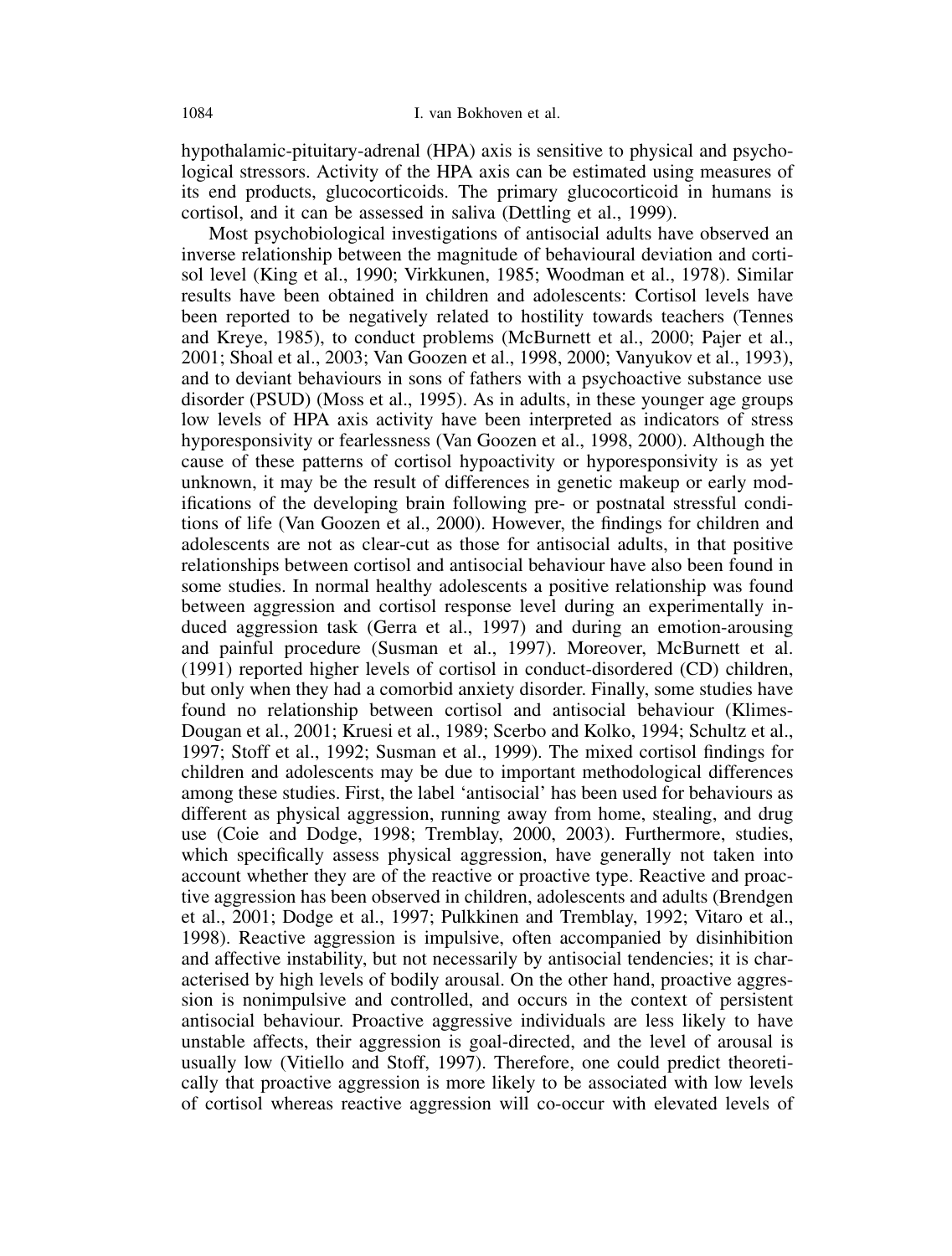hypothalamic-pituitary-adrenal (HPA) axis is sensitive to physical and psychological stressors. Activity of the HPA axis can be estimated using measures of its end products, glucocorticoids. The primary glucocorticoid in humans is cortisol, and it can be assessed in saliva (Dettling et al., 1999).

Most psychobiological investigations of antisocial adults have observed an inverse relationship between the magnitude of behavioural deviation and cortisol level (King et al., 1990; Virkkunen, 1985; Woodman et al., 1978). Similar results have been obtained in children and adolescents: Cortisol levels have been reported to be negatively related to hostility towards teachers (Tennes and Kreye, 1985), to conduct problems (McBurnett et al., 2000; Pajer et al., 2001; Shoal et al., 2003; Van Goozen et al., 1998, 2000; Vanyukov et al., 1993), and to deviant behaviours in sons of fathers with a psychoactive substance use disorder (PSUD) (Moss et al., 1995). As in adults, in these younger age groups low levels of HPA axis activity have been interpreted as indicators of stress hyporesponsivity or fearlessness (Van Goozen et al., 1998, 2000). Although the cause of these patterns of cortisol hypoactivity or hyporesponsivity is as yet unknown, it may be the result of differences in genetic makeup or early modifications of the developing brain following pre- or postnatal stressful conditions of life (Van Goozen et al., 2000). However, the findings for children and adolescents are not as clear-cut as those for antisocial adults, in that positive relationships between cortisol and antisocial behaviour have also been found in some studies. In normal healthy adolescents a positive relationship was found between aggression and cortisol response level during an experimentally induced aggression task (Gerra et al., 1997) and during an emotion-arousing and painful procedure (Susman et al., 1997). Moreover, McBurnett et al. (1991) reported higher levels of cortisol in conduct-disordered (CD) children, but only when they had a comorbid anxiety disorder. Finally, some studies have found no relationship between cortisol and antisocial behaviour (Klimes-Dougan et al., 2001; Kruesi et al., 1989; Scerbo and Kolko, 1994; Schultz et al., 1997; Stoff et al., 1992; Susman et al., 1999). The mixed cortisol findings for children and adolescents may be due to important methodological differences among these studies. First, the label 'antisocial' has been used for behaviours as different as physical aggression, running away from home, stealing, and drug use (Coie and Dodge, 1998; Tremblay, 2000, 2003). Furthermore, studies, which specifically assess physical aggression, have generally not taken into account whether they are of the reactive or proactive type. Reactive and proactive aggression has been observed in children, adolescents and adults (Brendgen et al., 2001; Dodge et al., 1997; Pulkkinen and Tremblay, 1992; Vitaro et al., 1998). Reactive aggression is impulsive, often accompanied by disinhibition and affective instability, but not necessarily by antisocial tendencies; it is characterised by high levels of bodily arousal. On the other hand, proactive aggression is nonimpulsive and controlled, and occurs in the context of persistent antisocial behaviour. Proactive aggressive individuals are less likely to have unstable affects, their aggression is goal-directed, and the level of arousal is usually low (Vitiello and Stoff, 1997). Therefore, one could predict theoretically that proactive aggression is more likely to be associated with low levels of cortisol whereas reactive aggression will co-occur with elevated levels of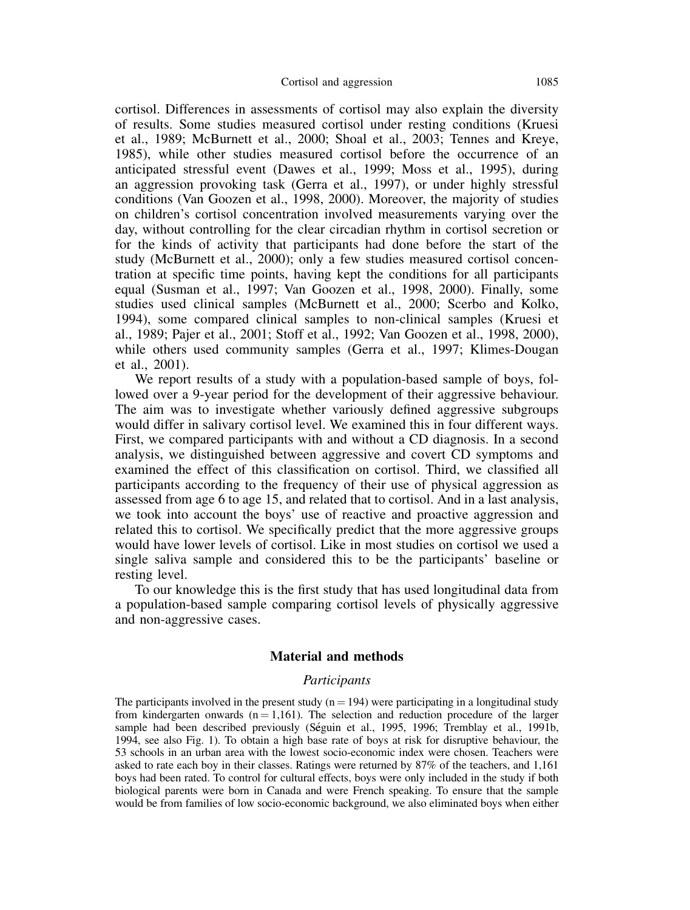cortisol. Differences in assessments of cortisol may also explain the diversity of results. Some studies measured cortisol under resting conditions (Kruesi et al., 1989; McBurnett et al., 2000; Shoal et al., 2003; Tennes and Kreye, 1985), while other studies measured cortisol before the occurrence of an anticipated stressful event (Dawes et al., 1999; Moss et al., 1995), during an aggression provoking task (Gerra et al., 1997), or under highly stressful conditions (Van Goozen et al., 1998, 2000). Moreover, the majority of studies on children's cortisol concentration involved measurements varying over the day, without controlling for the clear circadian rhythm in cortisol secretion or for the kinds of activity that participants had done before the start of the study (McBurnett et al., 2000); only a few studies measured cortisol concentration at specific time points, having kept the conditions for all participants equal (Susman et al., 1997; Van Goozen et al., 1998, 2000). Finally, some studies used clinical samples (McBurnett et al., 2000; Scerbo and Kolko, 1994), some compared clinical samples to non-clinical samples (Kruesi et al., 1989; Pajer et al., 2001; Stoff et al., 1992; Van Goozen et al., 1998, 2000), while others used community samples (Gerra et al., 1997; Klimes-Dougan et al., 2001).

We report results of a study with a population-based sample of boys, followed over a 9-year period for the development of their aggressive behaviour. The aim was to investigate whether variously defined aggressive subgroups would differ in salivary cortisol level. We examined this in four different ways. First, we compared participants with and without a CD diagnosis. In a second analysis, we distinguished between aggressive and covert CD symptoms and examined the effect of this classification on cortisol. Third, we classified all participants according to the frequency of their use of physical aggression as assessed from age 6 to age 15, and related that to cortisol. And in a last analysis, we took into account the boys' use of reactive and proactive aggression and related this to cortisol. We specifically predict that the more aggressive groups would have lower levels of cortisol. Like in most studies on cortisol we used a single saliva sample and considered this to be the participants' baseline or resting level.

To our knowledge this is the first study that has used longitudinal data from a population-based sample comparing cortisol levels of physically aggressive and non-aggressive cases.

## Material and methods

### *Participants*

The participants involved in the present study ($n = 194$) were participating in a longitudinal study from kindergarten onwards ($n = 1{,}161$). The selection and reduction procedure of the larger sample had been described previously (Séguin et al., 1995, 1996; Tremblay et al., 1991b, 1994, see also Fig. 1). To obtain a high base rate of boys at risk for disruptive behaviour, the 53 schools in an urban area with the lowest socio-economic index were chosen. Teachers were asked to rate each boy in their classes. Ratings were returned by 87% of the teachers, and 1,161 boys had been rated. To control for cultural effects, boys were only included in the study if both biological parents were born in Canada and were French speaking. To ensure that the sample would be from families of low socio-economic background, we also eliminated boys when either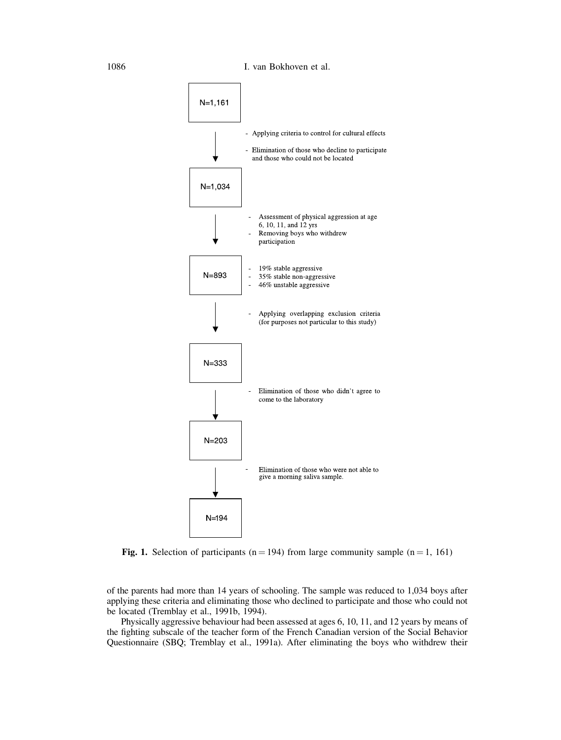N=1,161

- Applying criteria to control for cultural effects
- Elimination of those who decline to participate and those who could not be located

N=1,034

- Assessment of physical aggression at age 6, 10, 11, and 12 yrs
- Removing boys who withdrew participation

N=893

- 19% stable aggressive
- 35% stable non-aggressive
- 46% unstable aggressive

- Applying overlapping exclusion criteria (for purposes not particular to this study)

N=333

- Elimination of those who didn't agree to come to the laboratory

N=203

- Elimination of those who were not able to give a morning saliva sample.

N=194

**Fig. 1.** Selection of participants (n = 194) from large community sample (n = 1, 161)

of the parents had more than 14 years of schooling. The sample was reduced to 1,034 boys after applying these criteria and eliminating those who declined to participate and those who could not be located (Tremblay et al., 1991b, 1994).

Physically aggressive behaviour had been assessed at ages 6, 10, 11, and 12 years by means of the fighting subscale of the teacher form of the French Canadian version of the Social Behavior Questionnaire (SBQ; Tremblay et al., 1991a). After eliminating the boys who withdrew their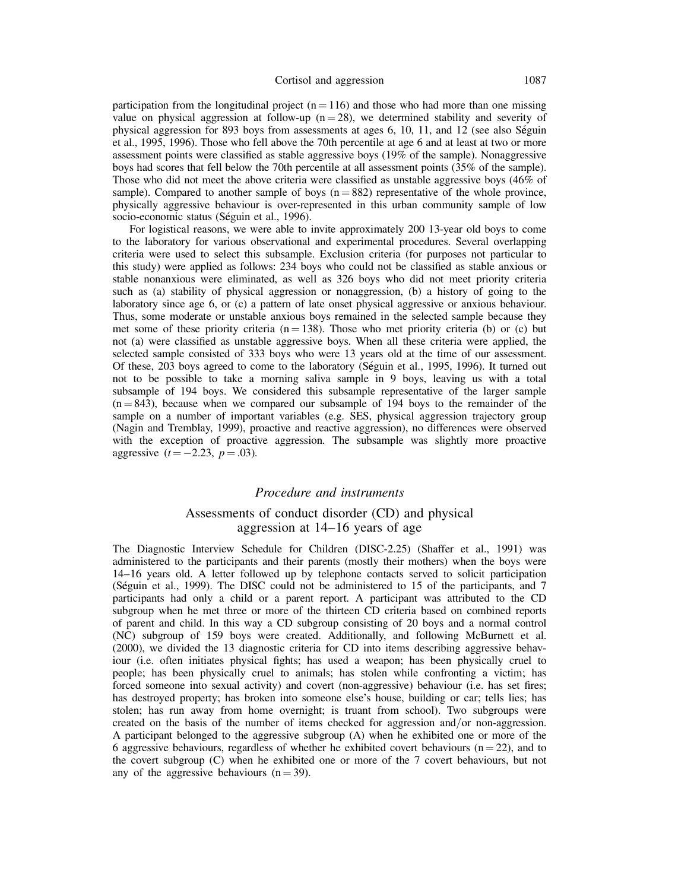participation from the longitudinal project (n = 116) and those who had more than one missing value on physical aggression at follow-up (n = 28), we determined stability and severity of physical aggression for 893 boys from assessments at ages 6, 10, 11, and 12 (see also Séguin et al., 1995, 1996). Those who fell above the 70th percentile at age 6 and at least at two or more assessment points were classified as stable aggressive boys (19% of the sample). Nonaggressive boys had scores that fell below the 70th percentile at all assessment points (35% of the sample). Those who did not meet the above criteria were classified as unstable aggressive boys (46% of sample). Compared to another sample of boys (n = 882) representative of the whole province, physically aggressive behaviour is over-represented in this urban community sample of low socio-economic status (Séguin et al., 1996).

For logistical reasons, we were able to invite approximately 200 13-year old boys to come to the laboratory for various observational and experimental procedures. Several overlapping criteria were used to select this subsample. Exclusion criteria (for purposes not particular to this study) were applied as follows: 234 boys who could not be classified as stable anxious or stable nonanxious were eliminated, as well as 326 boys who did not meet priority criteria such as (a) stability of physical aggression or nonaggression, (b) a history of going to the laboratory since age 6, or (c) a pattern of late onset physical aggressive or anxious behaviour. Thus, some moderate or unstable anxious boys remained in the selected sample because they met some of these priority criteria (n = 138). Those who met priority criteria (b) or (c) but not (a) were classified as unstable aggressive boys. When all these criteria were applied, the selected sample consisted of 333 boys who were 13 years old at the time of our assessment. Of these, 203 boys agreed to come to the laboratory (Séguin et al., 1995, 1996). It turned out not to be possible to take a morning saliva sample in 9 boys, leaving us with a total subsample of 194 boys. We considered this subsample representative of the larger sample (n = 843), because when we compared our subsample of 194 boys to the remainder of the sample on a number of important variables (e.g. SES, physical aggression trajectory group (Nagin and Tremblay, 1999), proactive and reactive aggression), no differences were observed with the exception of proactive aggression. The subsample was slightly more proactive aggressive ($t = -2.23$, $p = .03$).

## *Procedure and instruments*

### Assessments of conduct disorder (CD) and physical aggression at 14–16 years of age

The Diagnostic Interview Schedule for Children (DISC-2.25) (Shaffer et al., 1991) was administered to the participants and their parents (mostly their mothers) when the boys were 14–16 years old. A letter followed up by telephone contacts served to solicit participation (Séguin et al., 1999). The DISC could not be administered to 15 of the participants, and 7 participants had only a child or a parent report. A participant was attributed to the CD subgroup when he met three or more of the thirteen CD criteria based on combined reports of parent and child. In this way a CD subgroup consisting of 20 boys and a normal control (NC) subgroup of 159 boys were created. Additionally, and following McBurnett et al. (2000), we divided the 13 diagnostic criteria for CD into items describing aggressive behaviour (i.e. often initiates physical fights; has used a weapon; has been physically cruel to people; has been physically cruel to animals; has stolen while confronting a victim; has forced someone into sexual activity) and covert (non-aggressive) behaviour (i.e. has set fires; has destroyed property; has broken into someone else's house, building or car; tells lies; has stolen; has run away from home overnight; is truant from school). Two subgroups were created on the basis of the number of items checked for aggression and/or non-aggression. A participant belonged to the aggressive subgroup (A) when he exhibited one or more of the 6 aggressive behaviours, regardless of whether he exhibited covert behaviours (n = 22), and to the covert subgroup (C) when he exhibited one or more of the 7 covert behaviours, but not any of the aggressive behaviours (n = 39).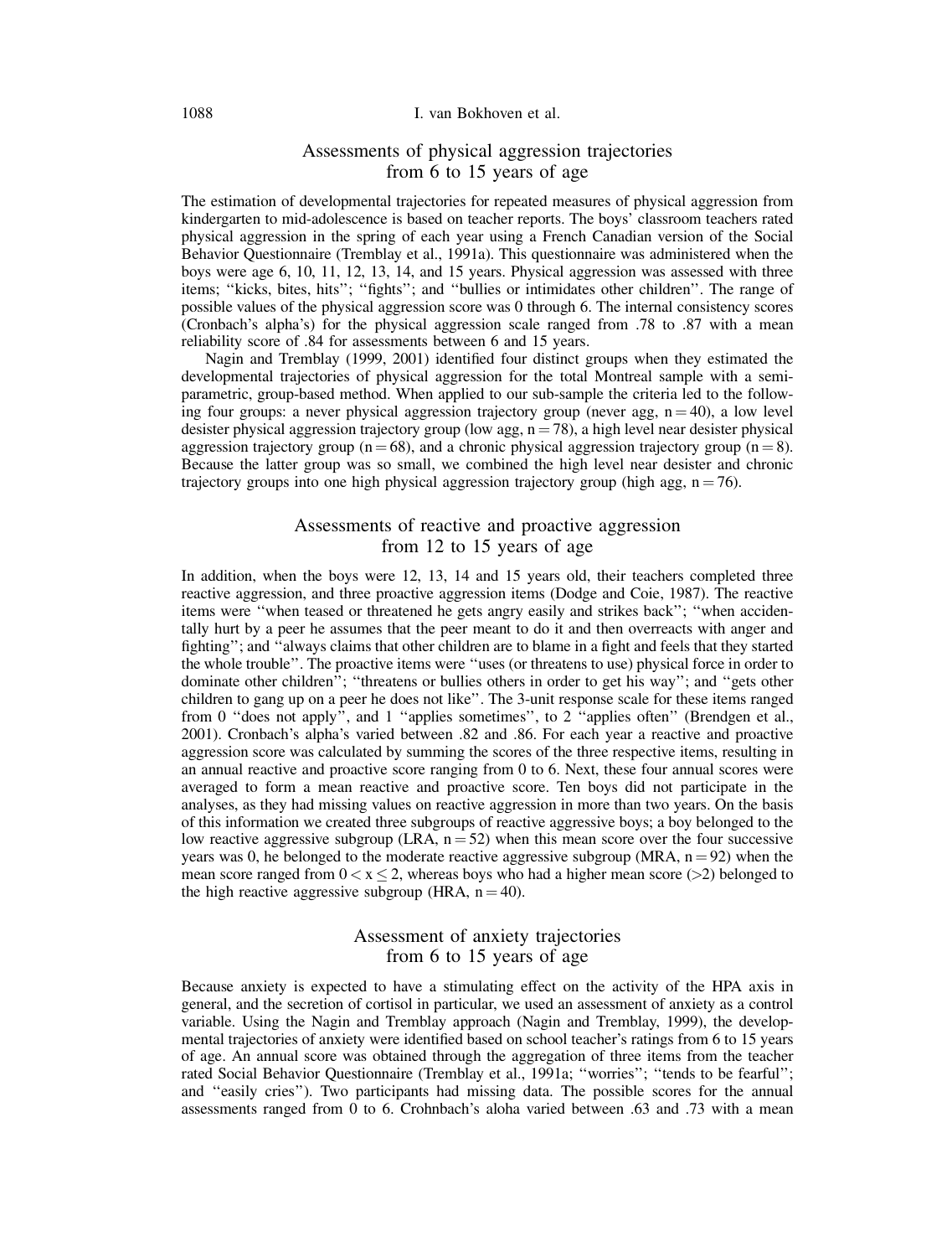## Assessments of physical aggression trajectories from 6 to 15 years of age

The estimation of developmental trajectories for repeated measures of physical aggression from kindergarten to mid-adolescence is based on teacher reports. The boys' classroom teachers rated physical aggression in the spring of each year using a French Canadian version of the Social Behavior Questionnaire (Tremblay et al., 1991a). This questionnaire was administered when the boys were age 6, 10, 11, 12, 13, 14, and 15 years. Physical aggression was assessed with three items; ''kicks, bites, hits''; ''fights''; and ''bullies or intimidates other children''. The range of possible values of the physical aggression score was 0 through 6. The internal consistency scores (Cronbach's alpha's) for the physical aggression scale ranged from .78 to .87 with a mean reliability score of .84 for assessments between 6 and 15 years.

Nagin and Tremblay (1999, 2001) identified four distinct groups when they estimated the developmental trajectories of physical aggression for the total Montreal sample with a semi-parametric, group-based method. When applied to our sub-sample the criteria led to the following four groups: a never physical aggression trajectory group (never agg, $n = 40$), a low level desister physical aggression trajectory group (low agg, $n = 78$), a high level near desister physical aggression trajectory group ($n = 68$), and a chronic physical aggression trajectory group ($n = 8$). Because the latter group was so small, we combined the high level near desister and chronic trajectory groups into one high physical aggression trajectory group (high agg, $n = 76$).

## Assessments of reactive and proactive aggression from 12 to 15 years of age

In addition, when the boys were 12, 13, 14 and 15 years old, their teachers completed three reactive aggression, and three proactive aggression items (Dodge and Coie, 1987). The reactive items were ''when teased or threatened he gets angry easily and strikes back''; ''when accidentally hurt by a peer he assumes that the peer meant to do it and then overreacts with anger and fighting''; and ''always claims that other children are to blame in a fight and feels that they started the whole trouble''. The proactive items were ''uses (or threatens to use) physical force in order to dominate other children''; ''threatens or bullies others in order to get his way''; and ''gets other children to gang up on a peer he does not like''. The 3-unit response scale for these items ranged from 0 ''does not apply'', and 1 ''applies sometimes'', to 2 ''applies often'' (Brendgen et al., 2001). Cronbach's alpha's varied between .82 and .86. For each year a reactive and proactive aggression score was calculated by summing the scores of the three respective items, resulting in an annual reactive and proactive score ranging from 0 to 6. Next, these four annual scores were averaged to form a mean reactive and proactive score. Ten boys did not participate in the analyses, as they had missing values on reactive aggression in more than two years. On the basis of this information we created three subgroups of reactive aggressive boys; a boy belonged to the low reactive aggressive subgroup (LRA, $n = 52$) when this mean score over the four successive years was 0, he belonged to the moderate reactive aggressive subgroup (MRA, $n = 92$) when the mean score ranged from $0 < x \leq 2$, whereas boys who had a higher mean score ($>2$) belonged to the high reactive aggressive subgroup (HRA, $n = 40$).

## Assessment of anxiety trajectories from 6 to 15 years of age

Because anxiety is expected to have a stimulating effect on the activity of the HPA axis in general, and the secretion of cortisol in particular, we used an assessment of anxiety as a control variable. Using the Nagin and Tremblay approach (Nagin and Tremblay, 1999), the developmental trajectories of anxiety were identified based on school teacher's ratings from 6 to 15 years of age. An annual score was obtained through the aggregation of three items from the teacher rated Social Behavior Questionnaire (Tremblay et al., 1991a; ''worries''; ''tends to be fearful''; and ''easily cries''). Two participants had missing data. The possible scores for the annual assessments ranged from 0 to 6. Crohnbach's aloha varied between .63 and .73 with a mean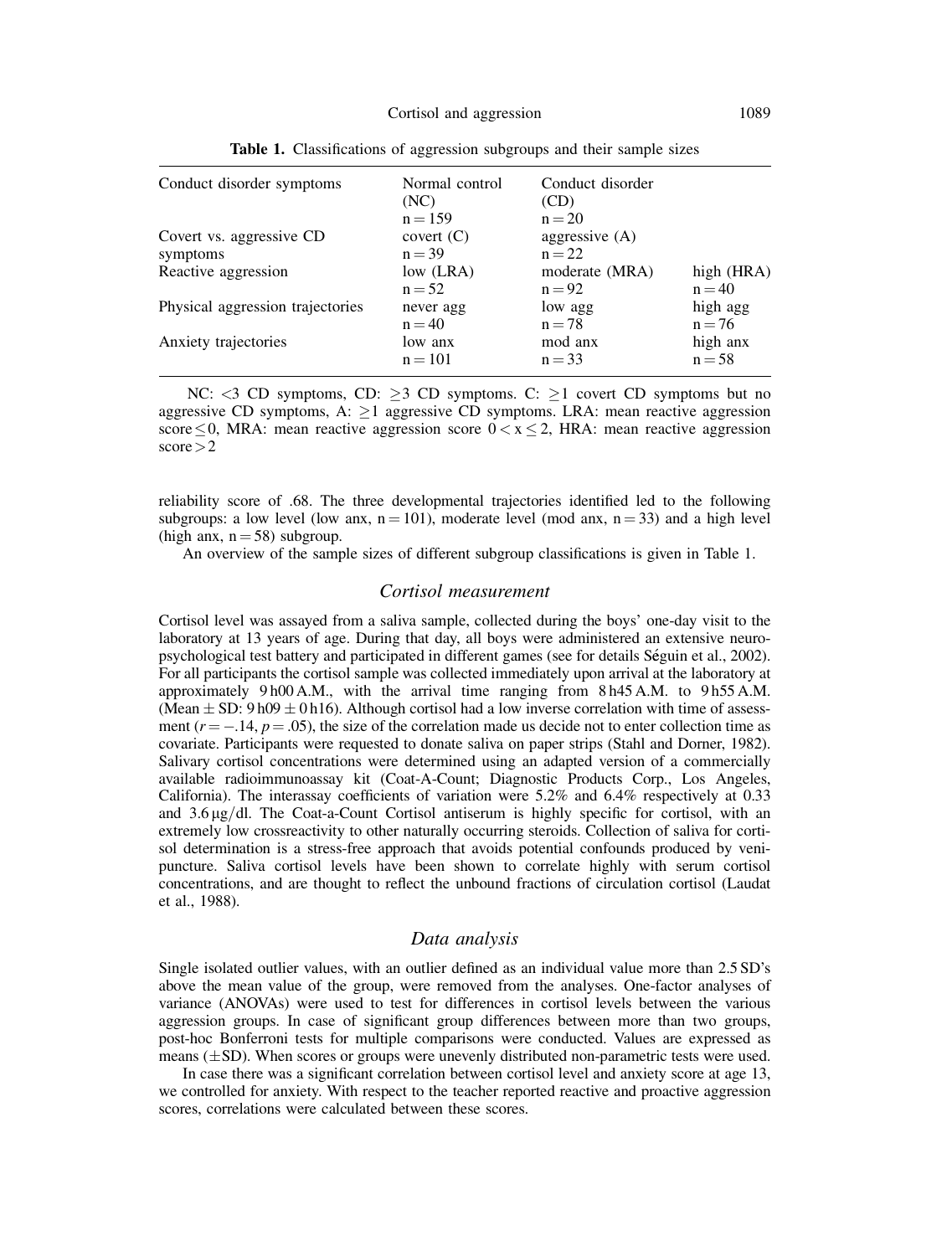**Table 1.** Classifications of aggression subgroups and their sample sizes

| Conduct disorder symptoms | Normal control (NC) n = 159 | Conduct disorder (CD) n = 20 | |
|---|---|---|---|
| Covert vs. aggressive CD symptoms | covert (C) n = 39 | aggressive (A) n = 22 | |
| Reactive aggression | low (LRA) n = 52 | moderate (MRA) n = 92 | high (HRA) n = 40 |
| Physical aggression trajectories | never agg n = 40 | low agg n = 78 | high agg n = 76 |
| Anxiety trajectories | low anx n = 101 | mod anx n = 33 | high anx n = 58 |

NC: <3 CD symptoms, CD: ≥3 CD symptoms. C: ≥1 covert CD symptoms but no aggressive CD symptoms, A: ≥1 aggressive CD symptoms. LRA: mean reactive aggression score ≤ 0, MRA: mean reactive aggression score $0 < x \leq 2$, HRA: mean reactive aggression score > 2

reliability score of .68. The three developmental trajectories identified led to the following subgroups: a low level (low anx, n = 101), moderate level (mod anx, n = 33) and a high level (high anx, n = 58) subgroup.

An overview of the sample sizes of different subgroup classifications is given in Table 1.

## *Cortisol measurement*

Cortisol level was assayed from a saliva sample, collected during the boys' one-day visit to the laboratory at 13 years of age. During that day, all boys were administered an extensive neuropsychological test battery and participated in different games (see for details Séguin et al., 2002). For all participants the cortisol sample was collected immediately upon arrival at the laboratory at approximately 9 h00 A.M., with the arrival time ranging from 8 h45 A.M. to 9 h55 A.M. (Mean ± SD: 9 h09 ± 0 h16). Although cortisol had a low inverse correlation with time of assessment ($r = -.14$, $p = .05$), the size of the correlation made us decide not to enter collection time as covariate. Participants were requested to donate saliva on paper strips (Stahl and Dorner, 1982). Salivary cortisol concentrations were determined using an adapted version of a commercially available radioimmunoassay kit (Coat-A-Count; Diagnostic Products Corp., Los Angeles, California). The interassay coefficients of variation were 5.2% and 6.4% respectively at 0.33 and 3.6 μg/dl. The Coat-a-Count Cortisol antiserum is highly specific for cortisol, with an extremely low crossreactivity to other naturally occurring steroids. Collection of saliva for cortisol determination is a stress-free approach that avoids potential confounds produced by venipuncture. Saliva cortisol levels have been shown to correlate highly with serum cortisol concentrations, and are thought to reflect the unbound fractions of circulation cortisol (Laudat et al., 1988).

## *Data analysis*

Single isolated outlier values, with an outlier defined as an individual value more than 2.5 SD's above the mean value of the group, were removed from the analyses. One-factor analyses of variance (ANOVAs) were used to test for differences in cortisol levels between the various aggression groups. In case of significant group differences between more than two groups, post-hoc Bonferroni tests for multiple comparisons were conducted. Values are expressed as means (±SD). When scores or groups were unevenly distributed non-parametric tests were used.

In case there was a significant correlation between cortisol level and anxiety score at age 13, we controlled for anxiety. With respect to the teacher reported reactive and proactive aggression scores, correlations were calculated between these scores.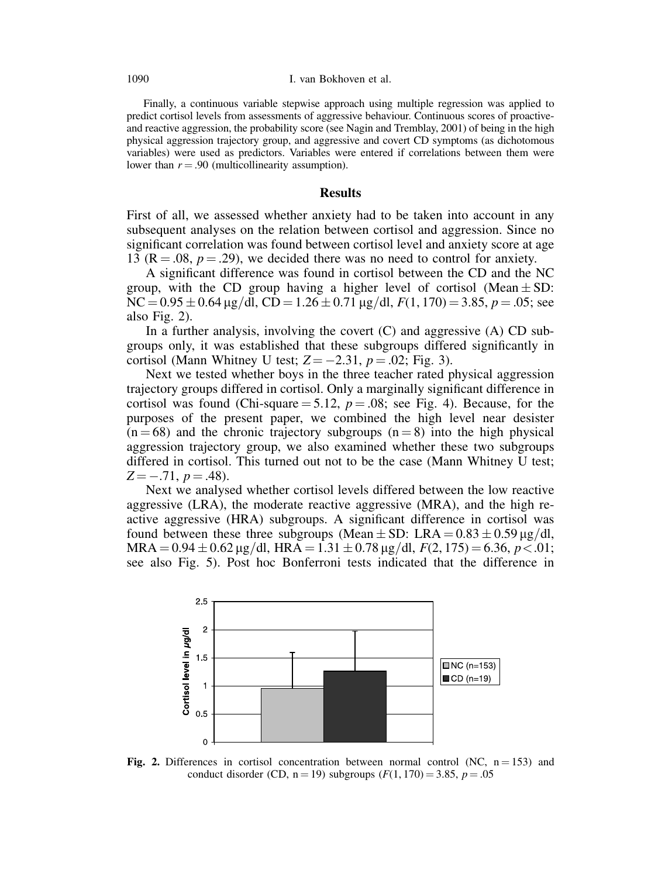Finally, a continuous variable stepwise approach using multiple regression was applied to predict cortisol levels from assessments of aggressive behaviour. Continuous scores of proactive- and reactive aggression, the probability score (see Nagin and Tremblay, 2001) of being in the high physical aggression trajectory group, and aggressive and covert CD symptoms (as dichotomous variables) were used as predictors. Variables were entered if correlations between them were lower than $r = .90$ (multicollinearity assumption).

## Results

First of all, we assessed whether anxiety had to be taken into account in any subsequent analyses on the relation between cortisol and aggression. Since no significant correlation was found between cortisol level and anxiety score at age 13 ($R = .08$, $p = .29$), we decided there was no need to control for anxiety.

A significant difference was found in cortisol between the CD and the NC group, with the CD group having a higher level of cortisol (Mean $\pm$ SD: NC $= 0.95 \pm 0.64$ μg/dl, CD $= 1.26 \pm 0.71$ μg/dl, $F(1, 170) = 3.85$, $p = .05$; see also Fig. 2).

In a further analysis, involving the covert (C) and aggressive (A) CD subgroups only, it was established that these subgroups differed significantly in cortisol (Mann Whitney U test; $Z = -2.31$, $p = .02$; Fig. 3).

Next we tested whether boys in the three teacher rated physical aggression trajectory groups differed in cortisol. Only a marginally significant difference in cortisol was found (Chi-square $= 5.12$, $p = .08$; see Fig. 4). Because, for the purposes of the present paper, we combined the high level near desister ($n = 68$) and the chronic trajectory subgroups ($n = 8$) into the high physical aggression trajectory group, we also examined whether these two subgroups differed in cortisol. This turned out not to be the case (Mann Whitney U test; $Z = -.71$, $p = .48$).

Next we analysed whether cortisol levels differed between the low reactive aggressive (LRA), the moderate reactive aggressive (MRA), and the high reactive aggressive (HRA) subgroups. A significant difference in cortisol was found between these three subgroups (Mean $\pm$ SD: LRA $= 0.83 \pm 0.59$ μg/dl, MRA $= 0.94 \pm 0.62$ μg/dl, HRA $= 1.31 \pm 0.78$ μg/dl, $F(2, 175) = 6.36$, $p < .01$; see also Fig. 5). Post hoc Bonferroni tests indicated that the difference in

**Fig. 2.** Differences in cortisol concentration between normal control (NC, $n = 153$) and conduct disorder (CD, $n = 19$) subgroups ($F(1, 170) = 3.85$, $p = .05$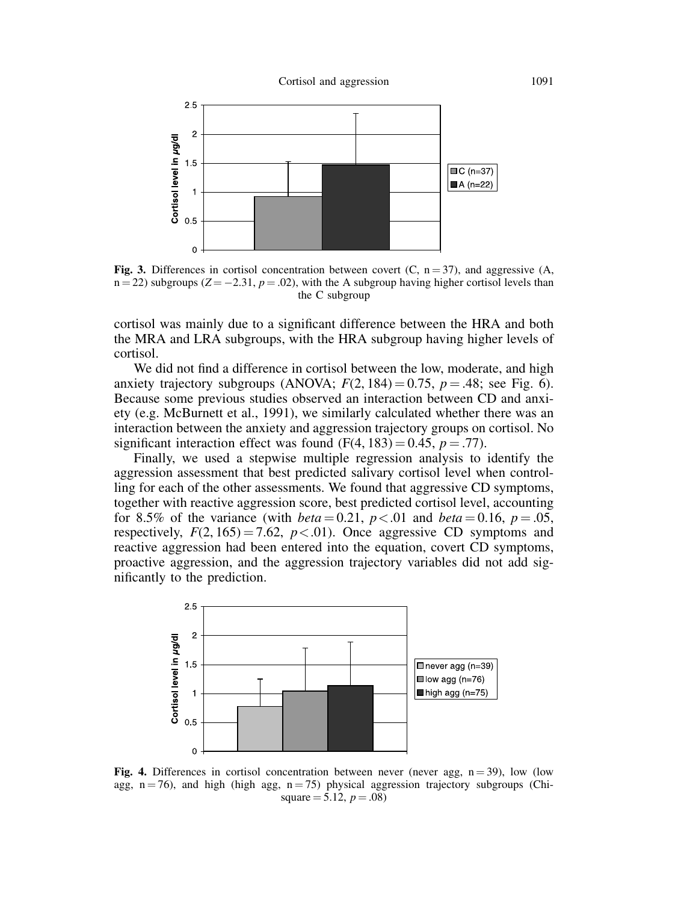**Fig. 3.** Differences in cortisol concentration between covert (C, n = 37), and aggressive (A, n = 22) subgroups ($Z = -2.31$, $p = .02$), with the A subgroup having higher cortisol levels than the C subgroup

cortisol was mainly due to a significant difference between the HRA and both the MRA and LRA subgroups, with the HRA subgroup having higher levels of cortisol.

We did not find a difference in cortisol between the low, moderate, and high anxiety trajectory subgroups (ANOVA; $F(2, 184) = 0.75$, $p = .48$; see Fig. 6). Because some previous studies observed an interaction between CD and anxiety (e.g. McBurnett et al., 1991), we similarly calculated whether there was an interaction between the anxiety and aggression trajectory groups on cortisol. No significant interaction effect was found ($F(4, 183) = 0.45$, $p = .77$).

Finally, we used a stepwise multiple regression analysis to identify the aggression assessment that best predicted salivary cortisol level when controlling for each of the other assessments. We found that aggressive CD symptoms, together with reactive aggression score, best predicted cortisol level, accounting for 8.5% of the variance (with $beta = 0.21$, $p < .01$ and $beta = 0.16$, $p = .05$, respectively, $F(2, 165) = 7.62$, $p < .01$). Once aggressive CD symptoms and reactive aggression had been entered into the equation, covert CD symptoms, proactive aggression, and the aggression trajectory variables did not add significantly to the prediction.

**Fig. 4.** Differences in cortisol concentration between never (never agg, n = 39), low (low agg, n = 76), and high (high agg, n = 75) physical aggression trajectory subgroups (Chi-square = 5.12, $p = .08$)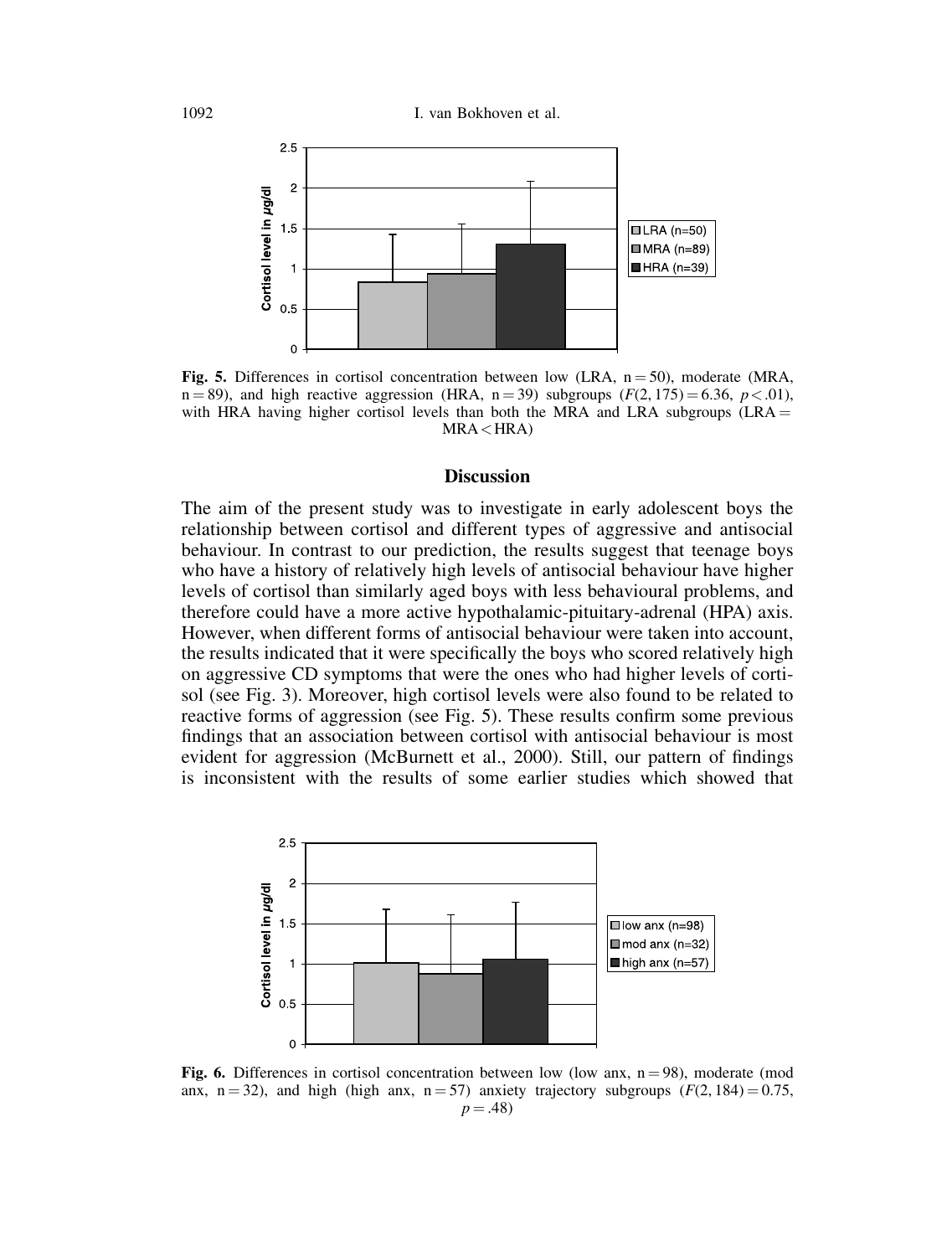Fig. 5. Differences in cortisol concentration between low (LRA, n = 50), moderate (MRA, n = 89), and high reactive aggression (HRA, n = 39) subgroups ($F(2, 175) = 6.36$, $p < .01$), with HRA having higher cortisol levels than both the MRA and LRA subgroups (LRA = MRA < HRA)

## Discussion

The aim of the present study was to investigate in early adolescent boys the relationship between cortisol and different types of aggressive and antisocial behaviour. In contrast to our prediction, the results suggest that teenage boys who have a history of relatively high levels of antisocial behaviour have higher levels of cortisol than similarly aged boys with less behavioural problems, and therefore could have a more active hypothalamic-pituitary-adrenal (HPA) axis. However, when different forms of antisocial behaviour were taken into account, the results indicated that it were specifically the boys who scored relatively high on aggressive CD symptoms that were the ones who had higher levels of cortisol (see Fig. 3). Moreover, high cortisol levels were also found to be related to reactive forms of aggression (see Fig. 5). These results confirm some previous findings that an association between cortisol with antisocial behaviour is most evident for aggression (McBurnett et al., 2000). Still, our pattern of findings is inconsistent with the results of some earlier studies which showed that

Fig. 6. Differences in cortisol concentration between low (low anx, n = 98), moderate (mod anx, n = 32), and high (high anx, n = 57) anxiety trajectory subgroups ($F(2, 184) = 0.75$, $p = .48$)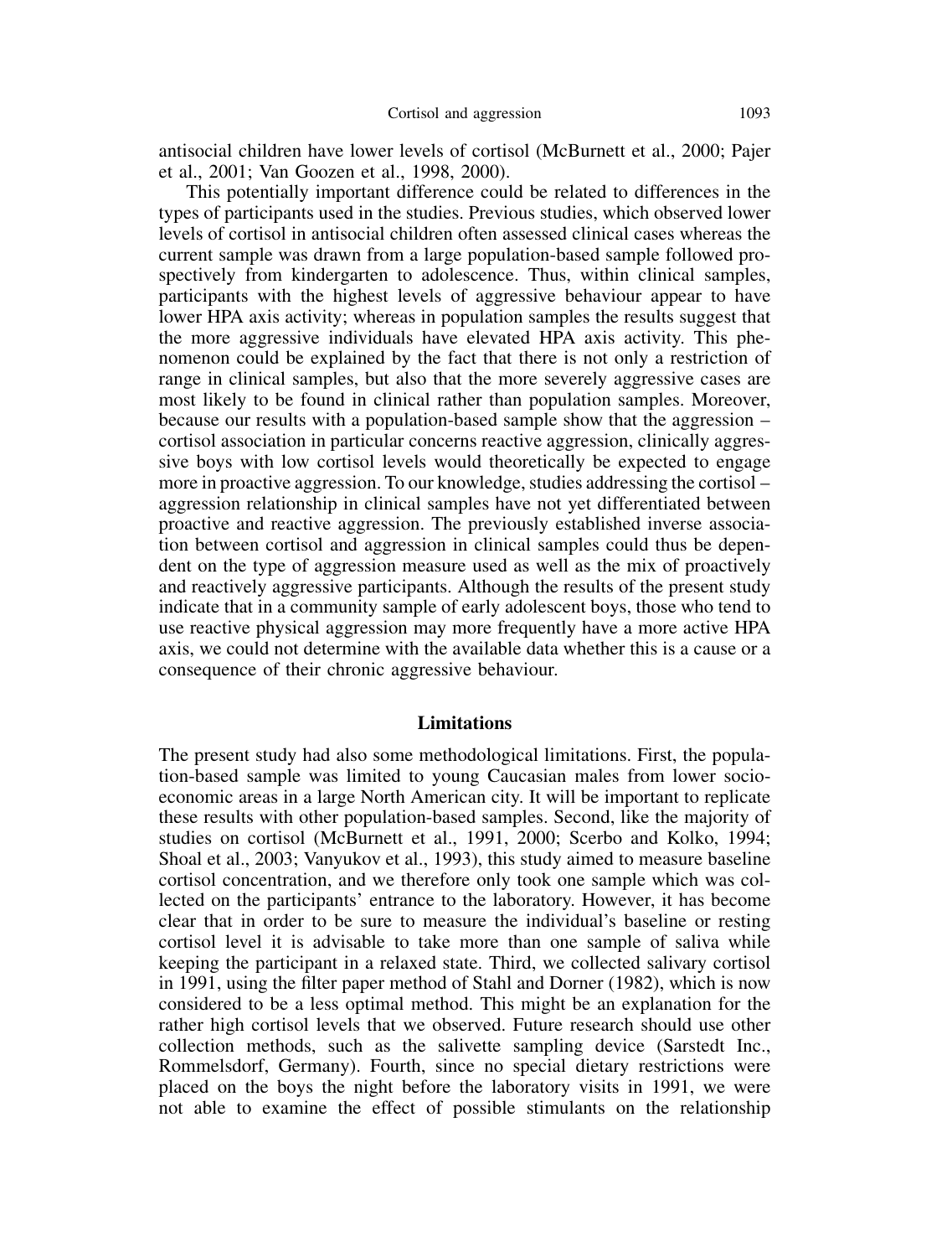antisocial children have lower levels of cortisol (McBurnett et al., 2000; Pajer et al., 2001; Van Goozen et al., 1998, 2000).

This potentially important difference could be related to differences in the types of participants used in the studies. Previous studies, which observed lower levels of cortisol in antisocial children often assessed clinical cases whereas the current sample was drawn from a large population-based sample followed prospectively from kindergarten to adolescence. Thus, within clinical samples, participants with the highest levels of aggressive behaviour appear to have lower HPA axis activity; whereas in population samples the results suggest that the more aggressive individuals have elevated HPA axis activity. This phenomenon could be explained by the fact that there is not only a restriction of range in clinical samples, but also that the more severely aggressive cases are most likely to be found in clinical rather than population samples. Moreover, because our results with a population-based sample show that the aggression – cortisol association in particular concerns reactive aggression, clinically aggressive boys with low cortisol levels would theoretically be expected to engage more in proactive aggression. To our knowledge, studies addressing the cortisol – aggression relationship in clinical samples have not yet differentiated between proactive and reactive aggression. The previously established inverse association between cortisol and aggression in clinical samples could thus be dependent on the type of aggression measure used as well as the mix of proactively and reactively aggressive participants. Although the results of the present study indicate that in a community sample of early adolescent boys, those who tend to use reactive physical aggression may more frequently have a more active HPA axis, we could not determine with the available data whether this is a cause or a consequence of their chronic aggressive behaviour.

## Limitations

The present study had also some methodological limitations. First, the population-based sample was limited to young Caucasian males from lower socioeconomic areas in a large North American city. It will be important to replicate these results with other population-based samples. Second, like the majority of studies on cortisol (McBurnett et al., 1991, 2000; Scerbo and Kolko, 1994; Shoal et al., 2003; Vanyukov et al., 1993), this study aimed to measure baseline cortisol concentration, and we therefore only took one sample which was collected on the participants' entrance to the laboratory. However, it has become clear that in order to be sure to measure the individual's baseline or resting cortisol level it is advisable to take more than one sample of saliva while keeping the participant in a relaxed state. Third, we collected salivary cortisol in 1991, using the filter paper method of Stahl and Dorner (1982), which is now considered to be a less optimal method. This might be an explanation for the rather high cortisol levels that we observed. Future research should use other collection methods, such as the salivette sampling device (Sarstedt Inc., Rommelsdorf, Germany). Fourth, since no special dietary restrictions were placed on the boys the night before the laboratory visits in 1991, we were not able to examine the effect of possible stimulants on the relationship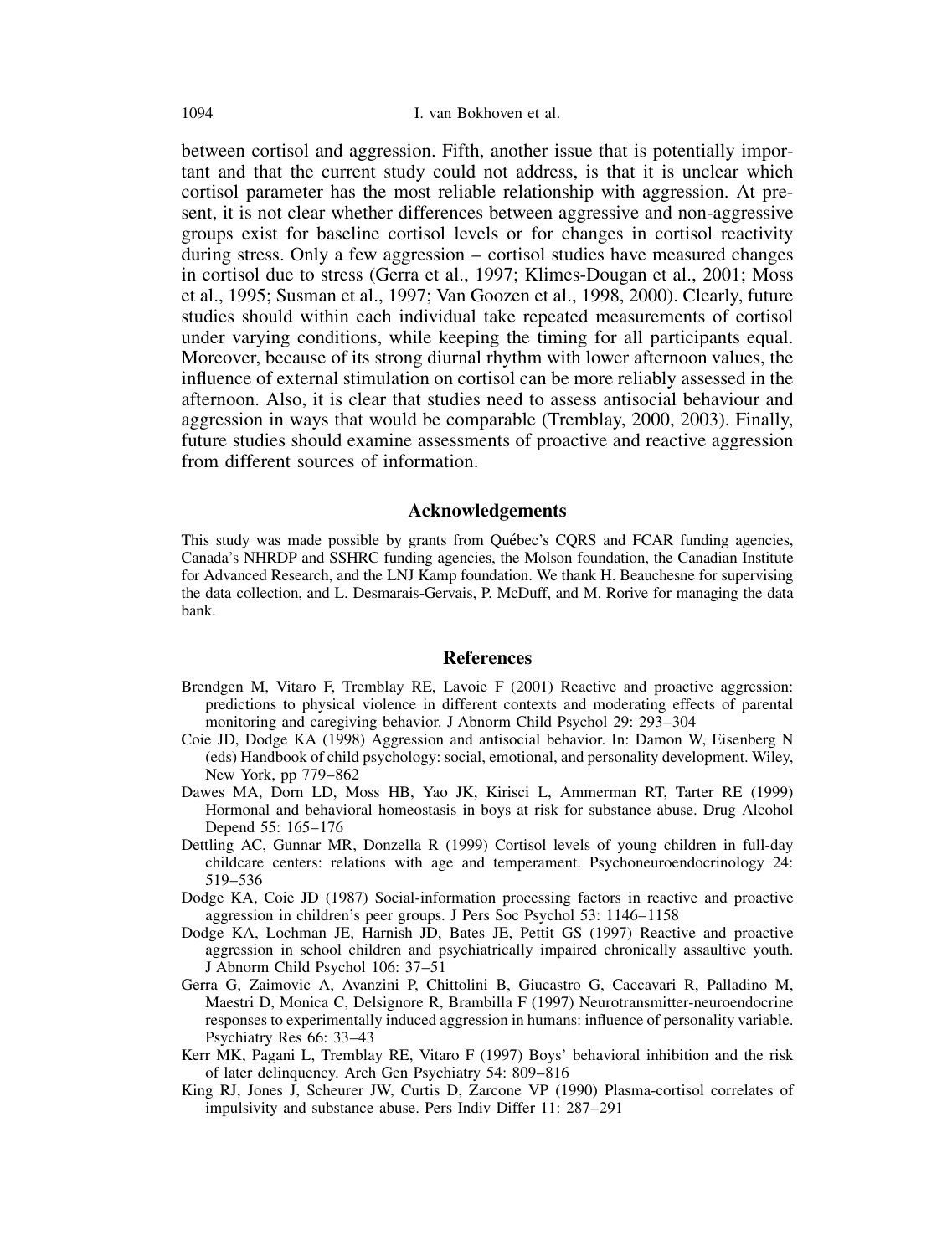between cortisol and aggression. Fifth, another issue that is potentially important and that the current study could not address, is that it is unclear which cortisol parameter has the most reliable relationship with aggression. At present, it is not clear whether differences between aggressive and non-aggressive groups exist for baseline cortisol levels or for changes in cortisol reactivity during stress. Only a few aggression – cortisol studies have measured changes in cortisol due to stress (Gerra et al., 1997; Klimes-Dougan et al., 2001; Moss et al., 1995; Susman et al., 1997; Van Goozen et al., 1998, 2000). Clearly, future studies should within each individual take repeated measurements of cortisol under varying conditions, while keeping the timing for all participants equal. Moreover, because of its strong diurnal rhythm with lower afternoon values, the influence of external stimulation on cortisol can be more reliably assessed in the afternoon. Also, it is clear that studies need to assess antisocial behaviour and aggression in ways that would be comparable (Tremblay, 2000, 2003). Finally, future studies should examine assessments of proactive and reactive aggression from different sources of information.

## Acknowledgements

This study was made possible by grants from Québec's CQRS and FCAR funding agencies, Canada's NHRDP and SSHRC funding agencies, the Molson foundation, the Canadian Institute for Advanced Research, and the LNJ Kamp foundation. We thank H. Beauchesne for supervising the data collection, and L. Desmarais-Gervais, P. McDuff, and M. Rorive for managing the data bank.

## References

- Brendgen M, Vitaro F, Tremblay RE, Lavoie F (2001) Reactive and proactive aggression: predictions to physical violence in different contexts and moderating effects of parental monitoring and caregiving behavior. J Abnorm Child Psychol 29: 293–304
- Coie JD, Dodge KA (1998) Aggression and antisocial behavior. In: Damon W, Eisenberg N (eds) Handbook of child psychology: social, emotional, and personality development. Wiley, New York, pp 779–862
- Dawes MA, Dorn LD, Moss HB, Yao JK, Kirisci L, Ammerman RT, Tarter RE (1999) Hormonal and behavioral homeostasis in boys at risk for substance abuse. Drug Alcohol Depend 55: 165–176
- Dettling AC, Gunnar MR, Donzella R (1999) Cortisol levels of young children in full-day childcare centers: relations with age and temperament. Psychoneuroendocrinology 24: 519–536
- Dodge KA, Coie JD (1987) Social-information processing factors in reactive and proactive aggression in children's peer groups. J Pers Soc Psychol 53: 1146–1158
- Dodge KA, Lochman JE, Harnish JD, Bates JE, Pettit GS (1997) Reactive and proactive aggression in school children and psychiatrically impaired chronically assaultive youth. J Abnorm Child Psychol 106: 37–51
- Gerra G, Zaimovic A, Avanzini P, Chittolini B, Giucastro G, Caccavari R, Palladino M, Maestri D, Monica C, Delsignore R, Brambilla F (1997) Neurotransmitter-neuroendocrine responses to experimentally induced aggression in humans: influence of personality variable. Psychiatry Res 66: 33–43
- Kerr MK, Pagani L, Tremblay RE, Vitaro F (1997) Boys' behavioral inhibition and the risk of later delinquency. Arch Gen Psychiatry 54: 809–816
- King RJ, Jones J, Scheurer JW, Curtis D, Zarcone VP (1990) Plasma-cortisol correlates of impulsivity and substance abuse. Pers Indiv Differ 11: 287–291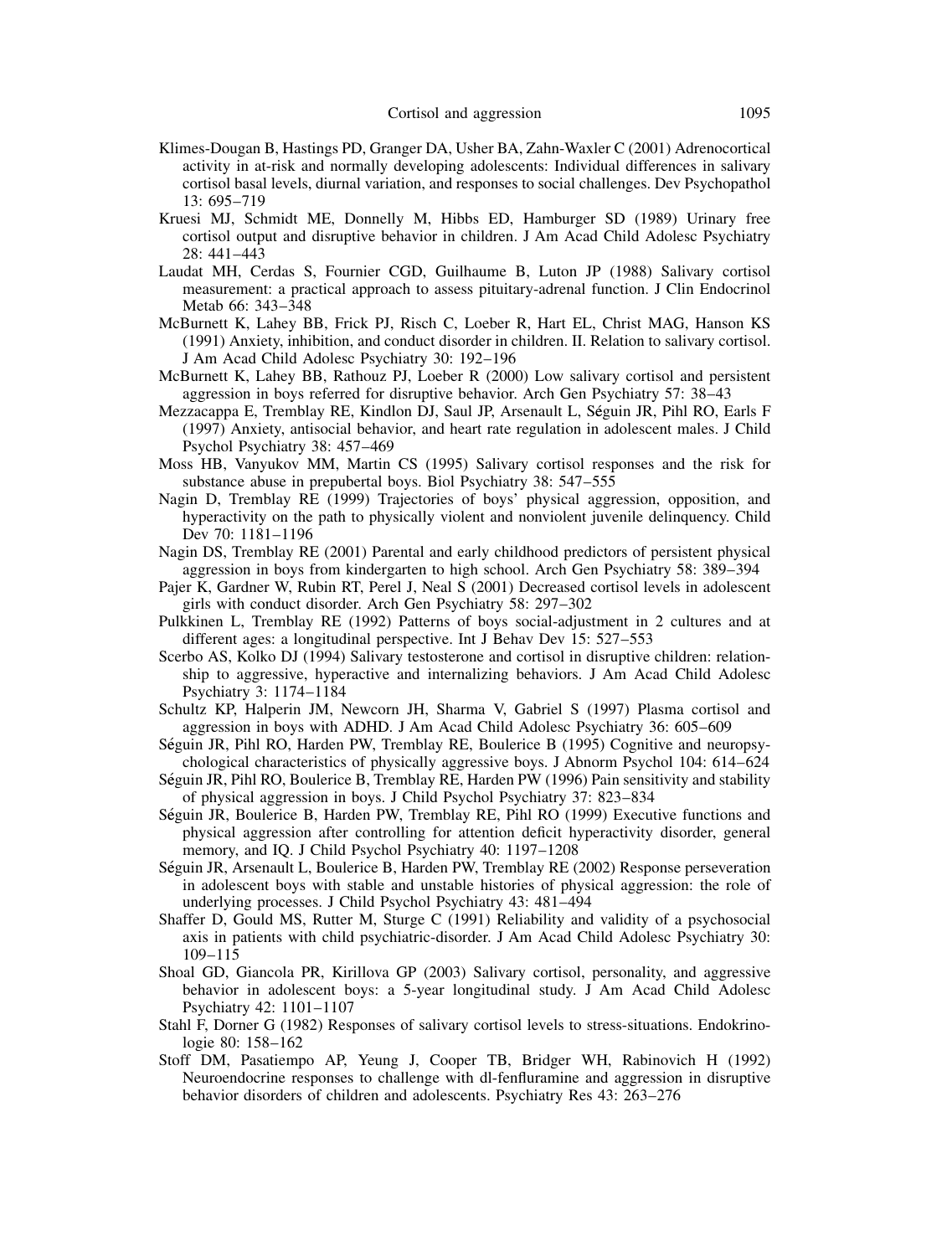Klimes-Dougan B, Hastings PD, Granger DA, Usher BA, Zahn-Waxler C (2001) Adrenocortical activity in at-risk and normally developing adolescents: Individual differences in salivary cortisol basal levels, diurnal variation, and responses to social challenges. Dev Psychopathol 13: 695–719

Kruesi MJ, Schmidt ME, Donnelly M, Hibbs ED, Hamburger SD (1989) Urinary free cortisol output and disruptive behavior in children. J Am Acad Child Adolesc Psychiatry 28: 441–443

Laudat MH, Cerdas S, Fournier CGD, Guilhaume B, Luton JP (1988) Salivary cortisol measurement: a practical approach to assess pituitary-adrenal function. J Clin Endocrinol Metab 66: 343–348

McBurnett K, Lahey BB, Frick PJ, Risch C, Loeber R, Hart EL, Christ MAG, Hanson KS (1991) Anxiety, inhibition, and conduct disorder in children. II. Relation to salivary cortisol. J Am Acad Child Adolesc Psychiatry 30: 192–196

McBurnett K, Lahey BB, Rathouz PJ, Loeber R (2000) Low salivary cortisol and persistent aggression in boys referred for disruptive behavior. Arch Gen Psychiatry 57: 38–43

Mezzacappa E, Tremblay RE, Kindlon DJ, Saul JP, Arsenault L, Séguin JR, Pihl RO, Earls F (1997) Anxiety, antisocial behavior, and heart rate regulation in adolescent males. J Child Psychol Psychiatry 38: 457–469

Moss HB, Vanyukov MM, Martin CS (1995) Salivary cortisol responses and the risk for substance abuse in prepubertal boys. Biol Psychiatry 38: 547–555

Nagin D, Tremblay RE (1999) Trajectories of boys' physical aggression, opposition, and hyperactivity on the path to physically violent and nonviolent juvenile delinquency. Child Dev 70: 1181–1196

Nagin DS, Tremblay RE (2001) Parental and early childhood predictors of persistent physical aggression in boys from kindergarten to high school. Arch Gen Psychiatry 58: 389–394

Pajer K, Gardner W, Rubin RT, Perel J, Neal S (2001) Decreased cortisol levels in adolescent girls with conduct disorder. Arch Gen Psychiatry 58: 297–302

Pulkkinen L, Tremblay RE (1992) Patterns of boys social-adjustment in 2 cultures and at different ages: a longitudinal perspective. Int J Behav Dev 15: 527–553

Scerbo AS, Kolko DJ (1994) Salivary testosterone and cortisol in disruptive children: relationship to aggressive, hyperactive and internalizing behaviors. J Am Acad Child Adolesc Psychiatry 3: 1174–1184

Schultz KP, Halperin JM, Newcorn JH, Sharma V, Gabriel S (1997) Plasma cortisol and aggression in boys with ADHD. J Am Acad Child Adolesc Psychiatry 36: 605–609

Séguin JR, Pihl RO, Harden PW, Tremblay RE, Boulerice B (1995) Cognitive and neuropsychological characteristics of physically aggressive boys. J Abnorm Psychol 104: 614–624

Séguin JR, Pihl RO, Boulerice B, Tremblay RE, Harden PW (1996) Pain sensitivity and stability of physical aggression in boys. J Child Psychol Psychiatry 37: 823–834

Séguin JR, Boulerice B, Harden PW, Tremblay RE, Pihl RO (1999) Executive functions and physical aggression after controlling for attention deficit hyperactivity disorder, general memory, and IQ. J Child Psychol Psychiatry 40: 1197–1208

Séguin JR, Arsenault L, Boulerice B, Harden PW, Tremblay RE (2002) Response perseveration in adolescent boys with stable and unstable histories of physical aggression: the role of underlying processes. J Child Psychol Psychiatry 43: 481–494

Shaffer D, Gould MS, Rutter M, Sturge C (1991) Reliability and validity of a psychosocial axis in patients with child psychiatric-disorder. J Am Acad Child Adolesc Psychiatry 30: 109–115

Shoal GD, Giancola PR, Kirillova GP (2003) Salivary cortisol, personality, and aggressive behavior in adolescent boys: a 5-year longitudinal study. J Am Acad Child Adolesc Psychiatry 42: 1101–1107

Stahl F, Dorner G (1982) Responses of salivary cortisol levels to stress-situations. Endokrinologie 80: 158–162

Stoff DM, Pasatiempo AP, Yeung J, Cooper TB, Bridger WH, Rabinovich H (1992) Neuroendocrine responses to challenge with dl-fenfluramine and aggression in disruptive behavior disorders of children and adolescents. Psychiatry Res 43: 263–276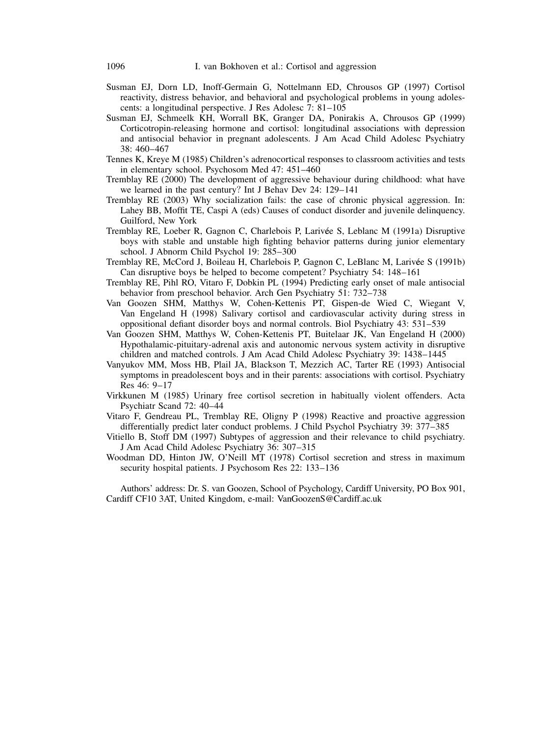Susman EJ, Dorn LD, Inoff-Germain G, Nottelmann ED, Chrousos GP (1997) Cortisol reactivity, distress behavior, and behavioral and psychological problems in young adolescents: a longitudinal perspective. J Res Adolesc 7: 81–105

Susman EJ, Schmeelk KH, Worrall BK, Granger DA, Ponirakis A, Chrousos GP (1999) Corticotropin-releasing hormone and cortisol: longitudinal associations with depression and antisocial behavior in pregnant adolescents. J Am Acad Child Adolesc Psychiatry 38: 460–467

Tennes K, Kreye M (1985) Children's adrenocortical responses to classroom activities and tests in elementary school. Psychosom Med 47: 451–460

Tremblay RE (2000) The development of aggressive behaviour during childhood: what have we learned in the past century? Int J Behav Dev 24: 129–141

Tremblay RE (2003) Why socialization fails: the case of chronic physical aggression. In: Lahey BB, Moffit TE, Caspi A (eds) Causes of conduct disorder and juvenile delinquency. Guilford, New York

Tremblay RE, Loeber R, Gagnon C, Charlebois P, Larivée S, Leblanc M (1991a) Disruptive boys with stable and unstable high fighting behavior patterns during junior elementary school. J Abnorm Child Psychol 19: 285–300

Tremblay RE, McCord J, Boileau H, Charlebois P, Gagnon C, LeBlanc M, Larivée S (1991b) Can disruptive boys be helped to become competent? Psychiatry 54: 148–161

Tremblay RE, Pihl RO, Vitaro F, Dobkin PL (1994) Predicting early onset of male antisocial behavior from preschool behavior. Arch Gen Psychiatry 51: 732–738

Van Goozen SHM, Matthys W, Cohen-Kettenis PT, Gispen-de Wied C, Wiegant V, Van Engeland H (1998) Salivary cortisol and cardiovascular activity during stress in oppositional defiant disorder boys and normal controls. Biol Psychiatry 43: 531–539

Van Goozen SHM, Matthys W, Cohen-Kettenis PT, Buitelaar JK, Van Engeland H (2000) Hypothalamic-pituitary-adrenal axis and autonomic nervous system activity in disruptive children and matched controls. J Am Acad Child Adolesc Psychiatry 39: 1438–1445

Vanyukov MM, Moss HB, Plail JA, Blackson T, Mezzich AC, Tarter RE (1993) Antisocial symptoms in preadolescent boys and in their parents: associations with cortisol. Psychiatry Res 46: 9–17

Virkkunen M (1985) Urinary free cortisol secretion in habitually violent offenders. Acta Psychiatr Scand 72: 40–44

Vitaro F, Gendreau PL, Tremblay RE, Oligny P (1998) Reactive and proactive aggression differentially predict later conduct problems. J Child Psychol Psychiatry 39: 377–385

Vitiello B, Stoff DM (1997) Subtypes of aggression and their relevance to child psychiatry. J Am Acad Child Adolesc Psychiatry 36: 307–315

Woodman DD, Hinton JW, O'Neill MT (1978) Cortisol secretion and stress in maximum security hospital patients. J Psychosom Res 22: 133–136

Authors' address: Dr. S. van Goozen, School of Psychology, Cardiff University, PO Box 901, Cardiff CF10 3AT, United Kingdom, e-mail: VanGoozenS@Cardiff.ac.uk